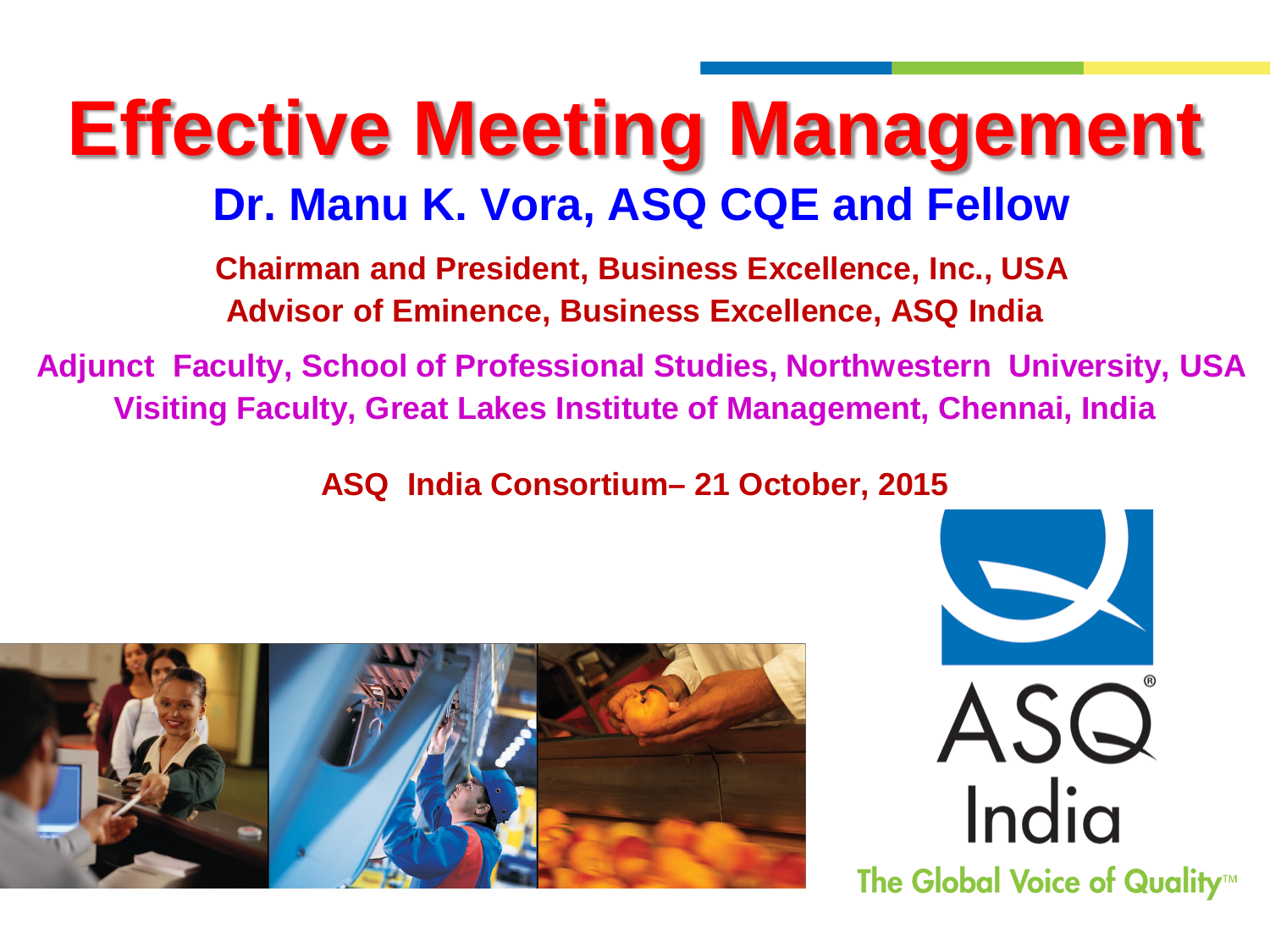# Effective Meeting Management

## Dr. Manu K. Vora, ASQ CQE and Fellow

**Chairman and President, Business Excellence, Inc., USA**
**Advisor of Eminence, Business Excellence, ASQ India**

**Adjunct Faculty, School of Professional Studies, Northwestern University, USA**
**Visiting Faculty, Great Lakes Institute of Management, Chennai, India**

**ASQ India Consortium– 21 October, 2015**

ASQ India

The Global Voice of Quality™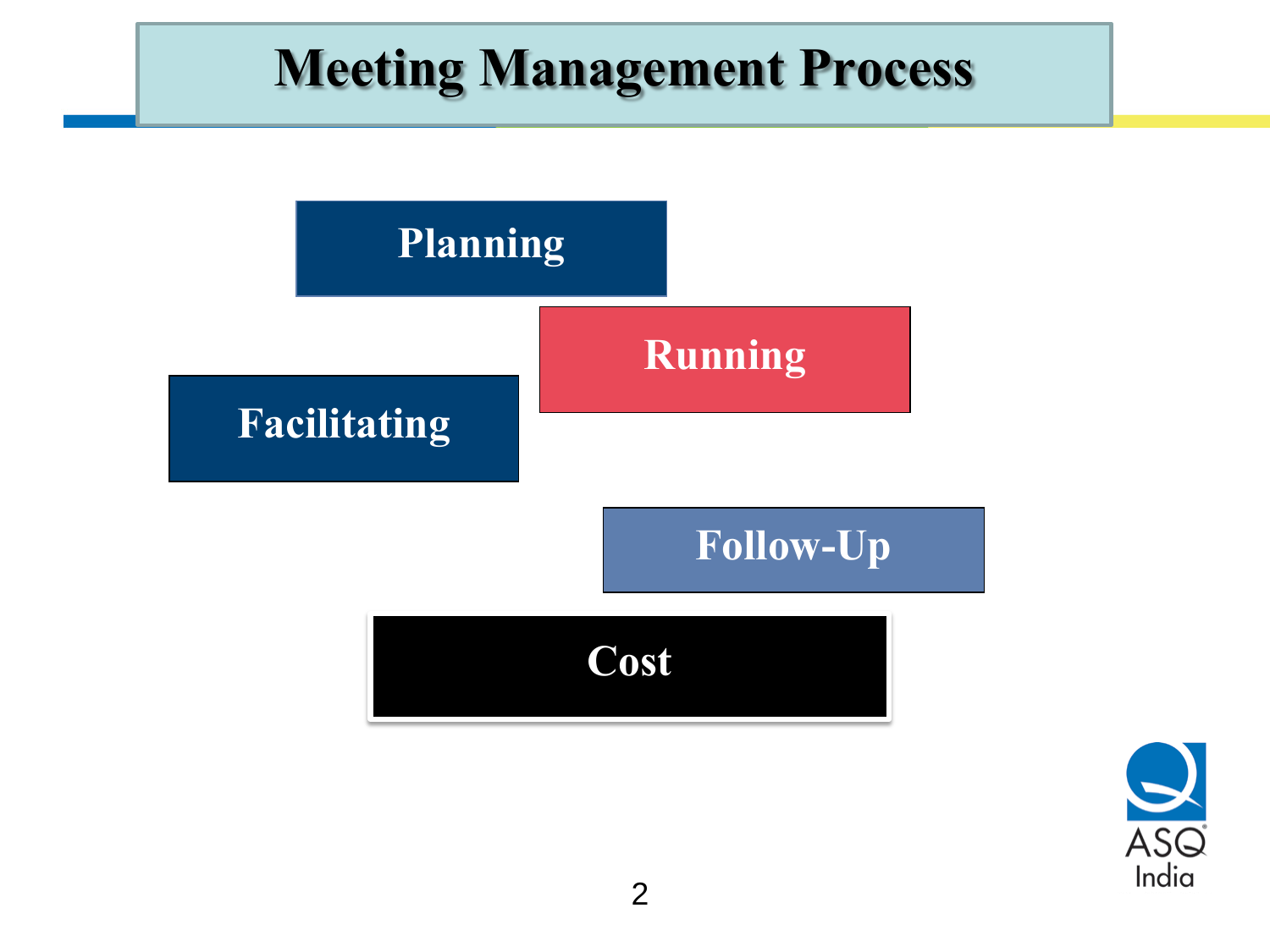# Meeting Management Process

- Planning
- Running
- Facilitating
- Follow-Up
- Cost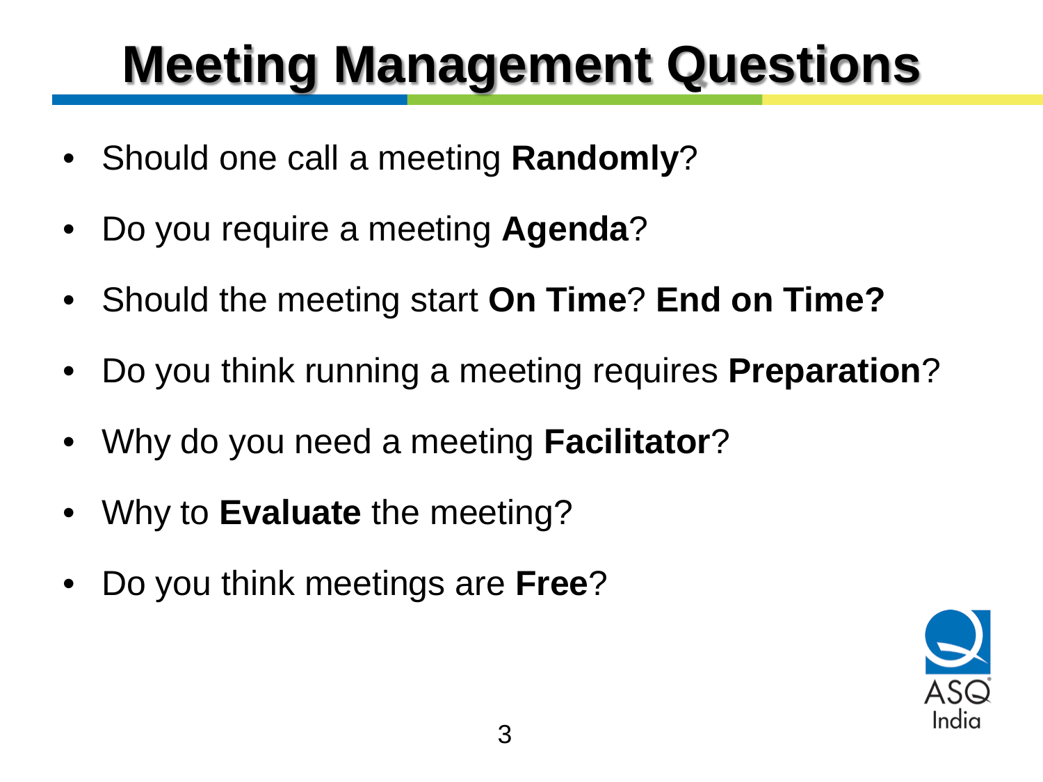# Meeting Management Questions

- Should one call a meeting **Randomly**?
- Do you require a meeting **Agenda**?
- Should the meeting start **On Time**? **End on Time?**
- Do you think running a meeting requires **Preparation**?
- Why do you need a meeting **Facilitator**?
- Why to **Evaluate** the meeting?
- Do you think meetings are **Free**?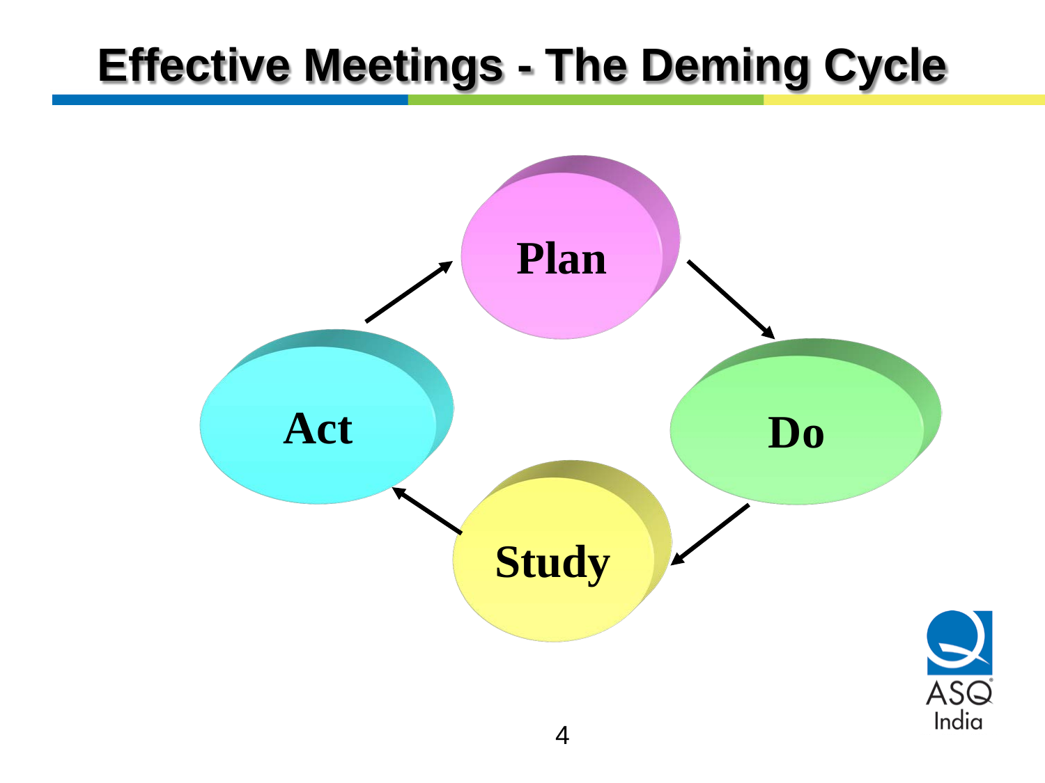# Effective Meetings - The Deming Cycle

Plan

Do

Study

Act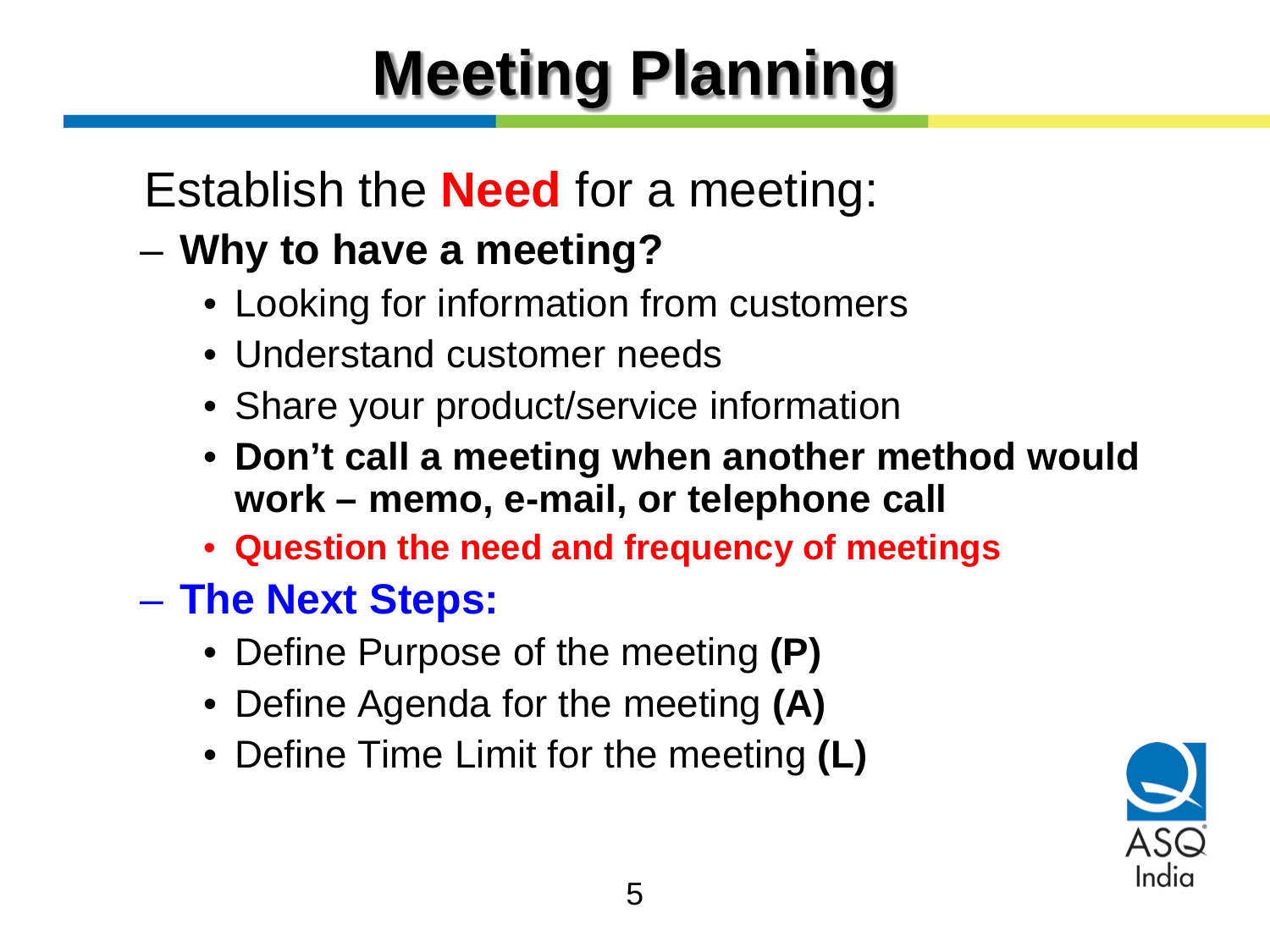# Meeting Planning

Establish the **Need** for a meeting:

- **Why to have a meeting?**
  - Looking for information from customers
  - Understand customer needs
  - Share your product/service information
  - **Don't call a meeting when another method would work – memo, e-mail, or telephone call**
  - **Question the need and frequency of meetings**
- **The Next Steps:**
  - Define Purpose of the meeting **(P)**
  - Define Agenda for the meeting **(A)**
  - Define Time Limit for the meeting **(L)**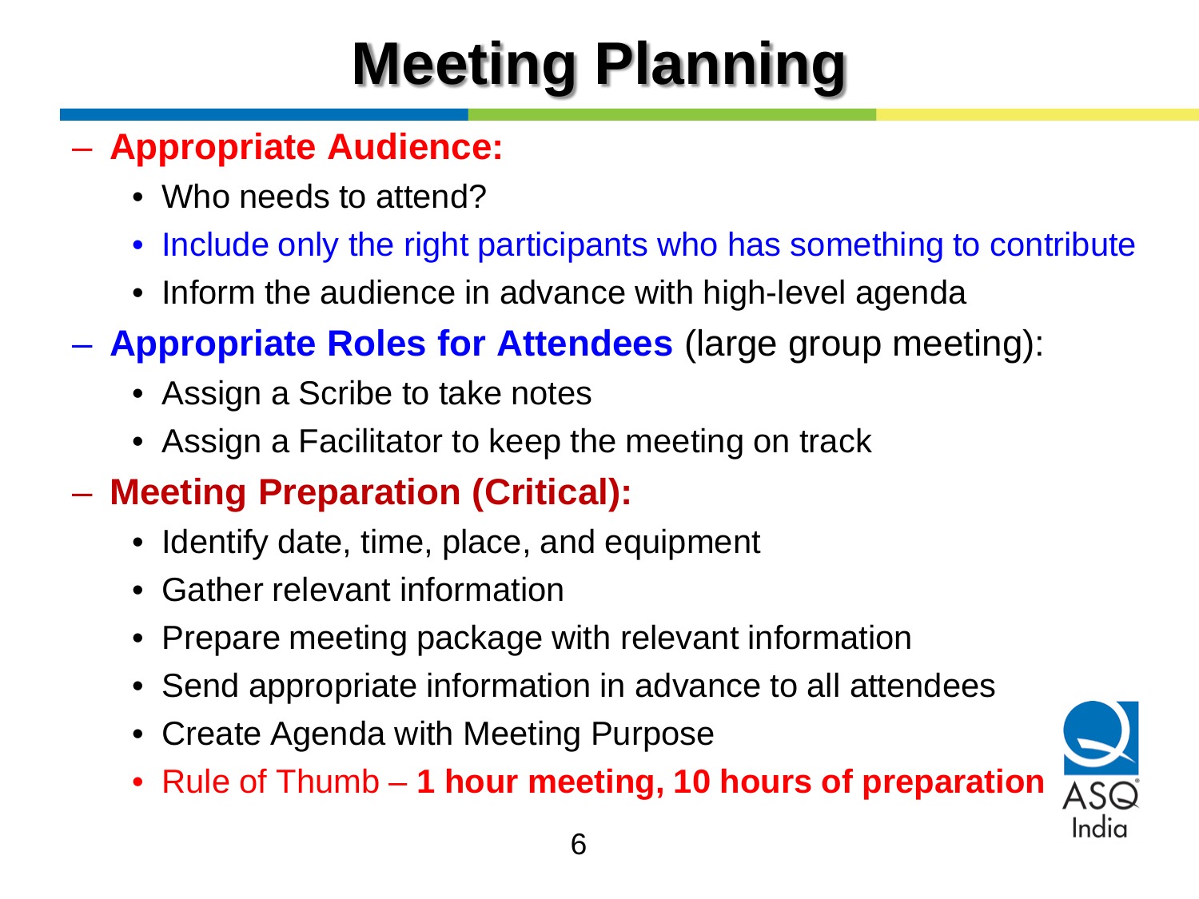# Meeting Planning

- **Appropriate Audience:**
  - Who needs to attend?
  - Include only the right participants who has something to contribute
  - Inform the audience in advance with high-level agenda
- **Appropriate Roles for Attendees** (large group meeting):
  - Assign a Scribe to take notes
  - Assign a Facilitator to keep the meeting on track
- **Meeting Preparation (Critical):**
  - Identify date, time, place, and equipment
  - Gather relevant information
  - Prepare meeting package with relevant information
  - Send appropriate information in advance to all attendees
  - Create Agenda with Meeting Purpose
  - Rule of Thumb – **1 hour meeting, 10 hours of preparation**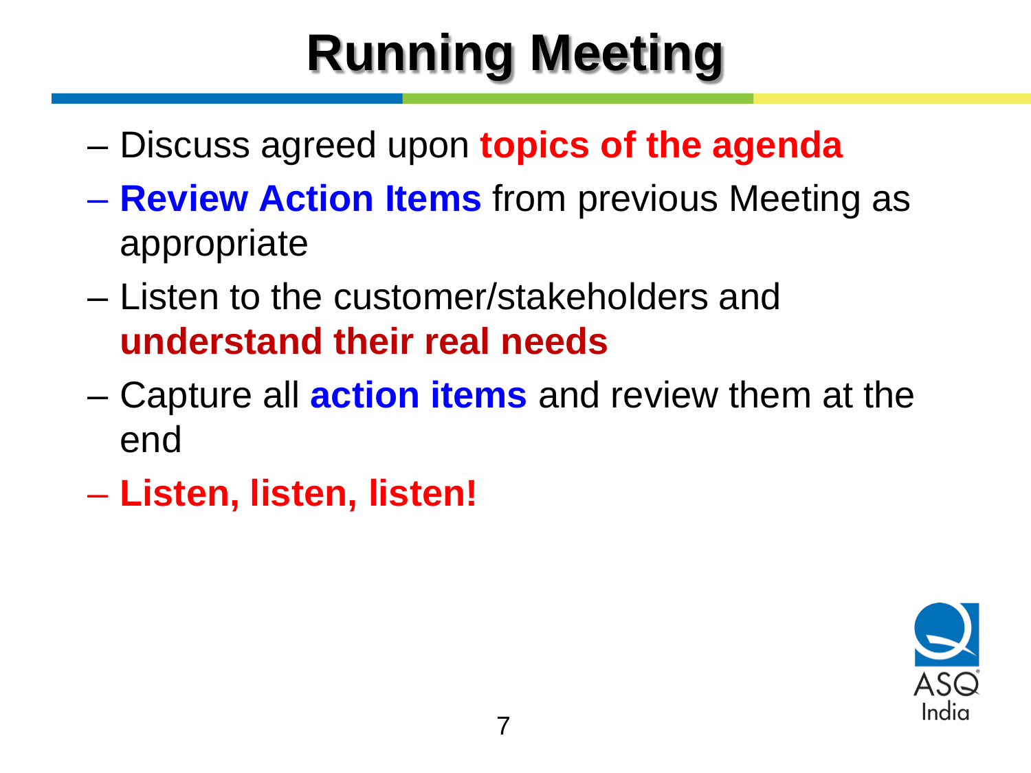# Running Meeting

- Discuss agreed upon **topics of the agenda**
- **Review Action Items** from previous Meeting as appropriate
- Listen to the customer/stakeholders and **understand their real needs**
- Capture all **action items** and review them at the end
- **Listen, listen, listen!**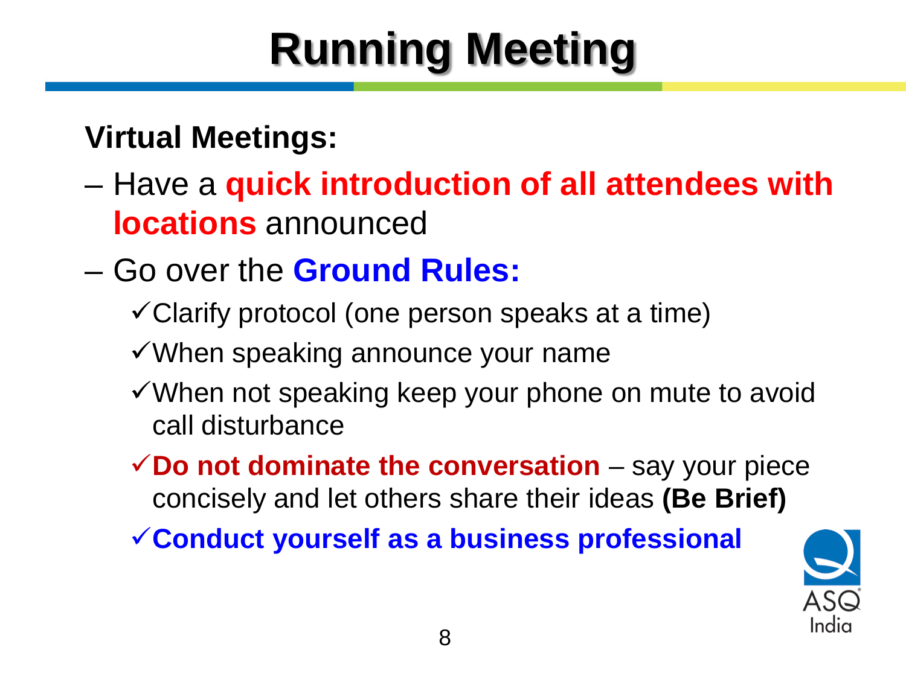# Running Meeting

**Virtual Meetings:**

- Have a **quick introduction of all attendees with locations** announced
- Go over the **Ground Rules:**
  - ✓ Clarify protocol (one person speaks at a time)
  - ✓ When speaking announce your name
  - ✓ When not speaking keep your phone on mute to avoid call disturbance
  - ✓ **Do not dominate the conversation** – say your piece concisely and let others share their ideas **(Be Brief)**
  - ✓ **Conduct yourself as a business professional**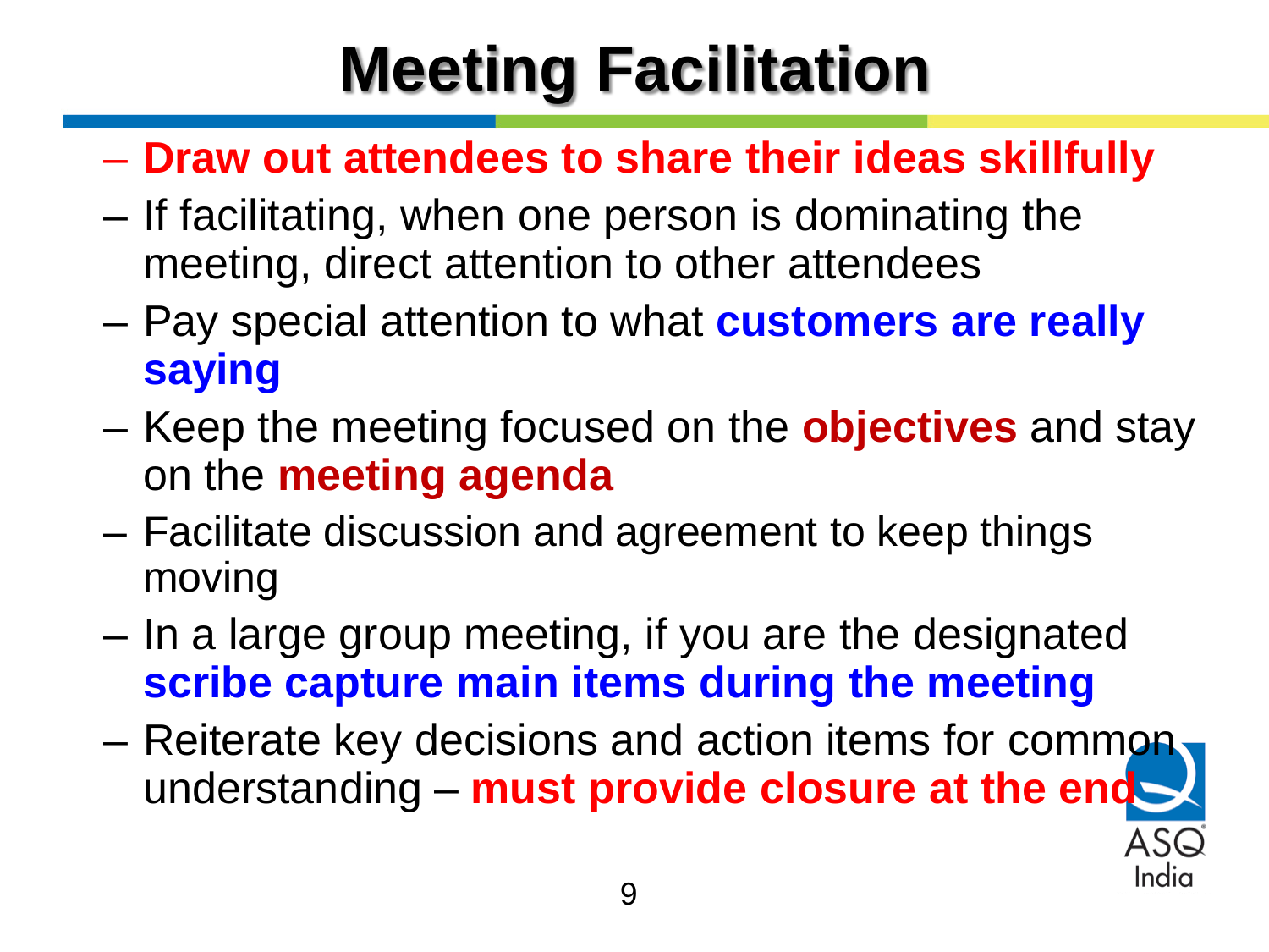# Meeting Facilitation

- **Draw out attendees to share their ideas skillfully**
- If facilitating, when one person is dominating the meeting, direct attention to other attendees
- Pay special attention to what **customers are really saying**
- Keep the meeting focused on the **objectives** and stay on the **meeting agenda**
- Facilitate discussion and agreement to keep things moving
- In a large group meeting, if you are the designated **scribe capture main items during the meeting**
- Reiterate key decisions and action items for common understanding – **must provide closure at the end**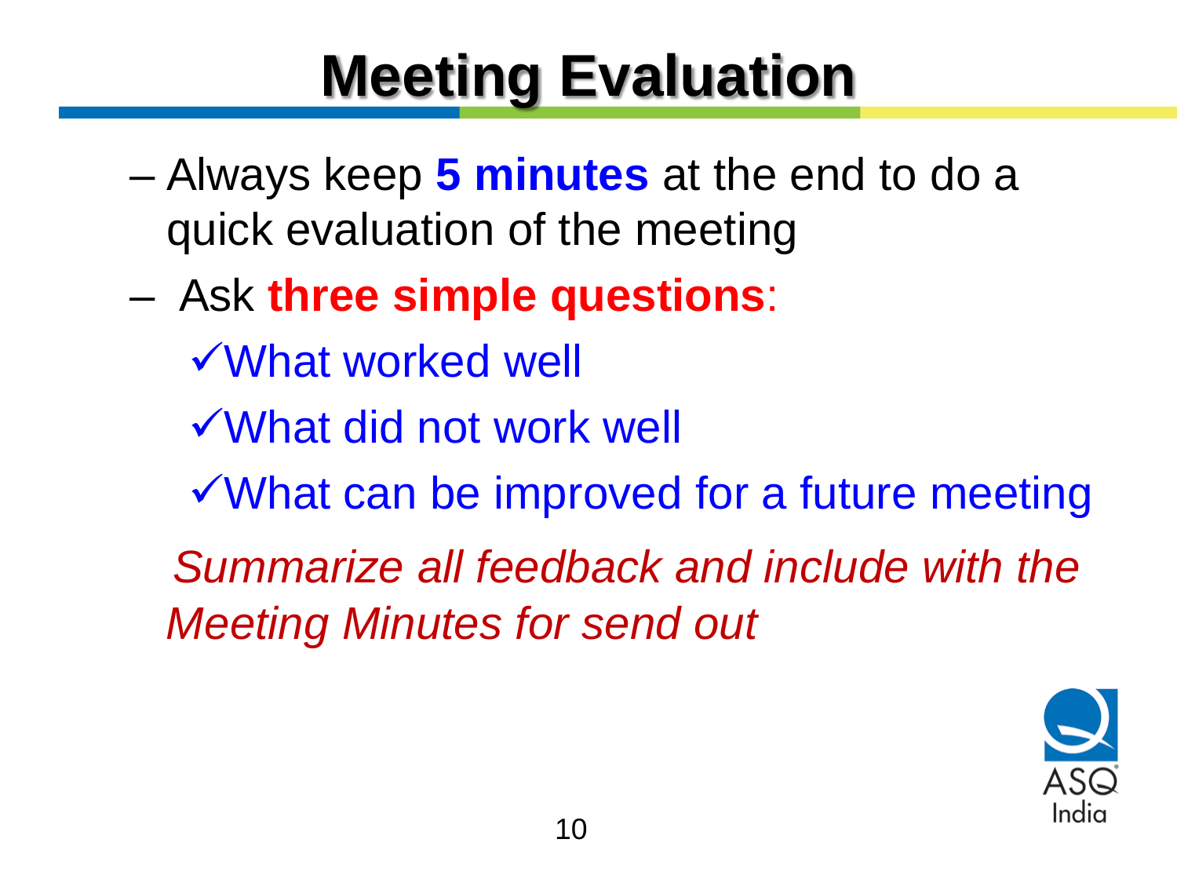# Meeting Evaluation

- Always keep **5 minutes** at the end to do a quick evaluation of the meeting
- Ask **three simple questions**:
  - ✓What worked well
  - ✓What did not work well
  - ✓What can be improved for a future meeting

*Summarize all feedback and include with the Meeting Minutes for send out*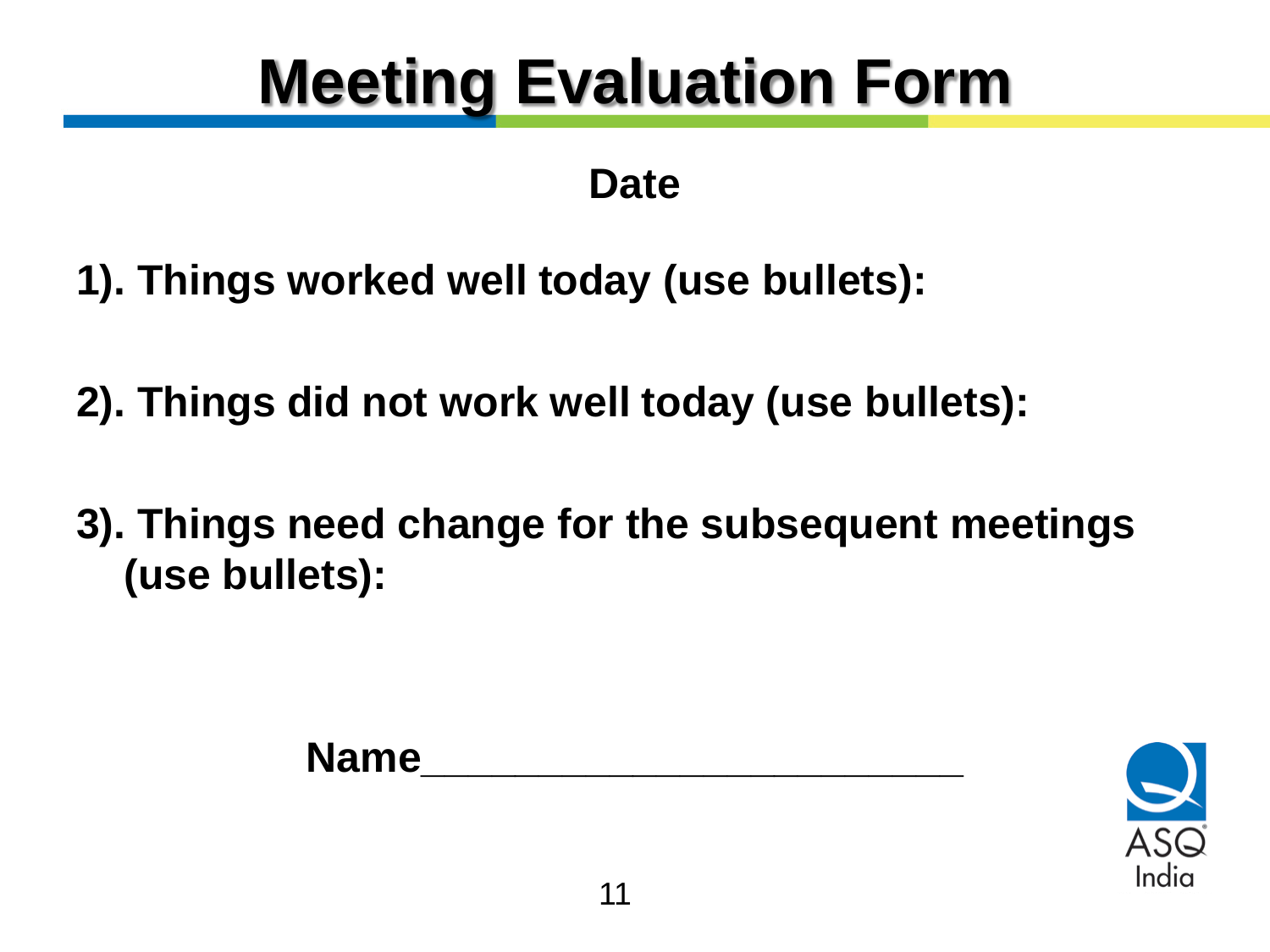# Meeting Evaluation Form

**Date**

**1). Things worked well today (use bullets):**

**2). Things did not work well today (use bullets):**

**3). Things need change for the subsequent meetings (use bullets):**

**Name**_________________________

ASQ India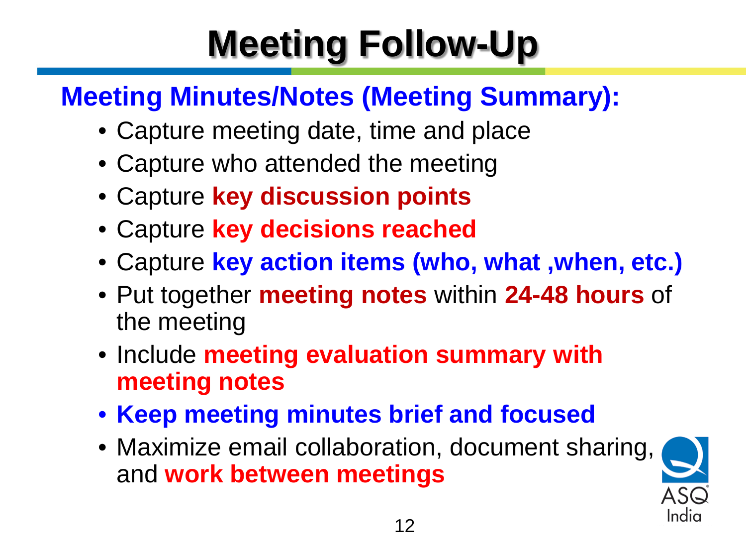# Meeting Follow-Up

## Meeting Minutes/Notes (Meeting Summary):

- Capture meeting date, time and place
- Capture who attended the meeting
- Capture **key discussion points**
- Capture **key decisions reached**
- Capture **key action items (who, what ,when, etc.)**
- Put together **meeting notes** within **24-48 hours** of the meeting
- Include **meeting evaluation summary with meeting notes**
- **Keep meeting minutes brief and focused**
- Maximize email collaboration, document sharing, and **work between meetings**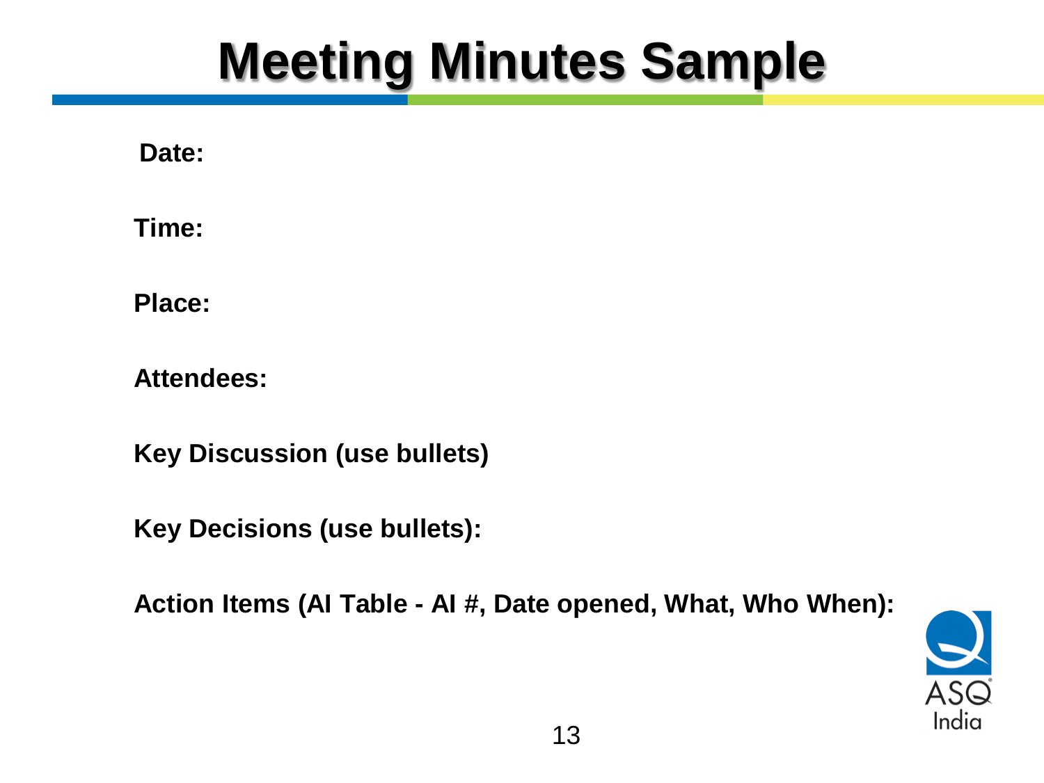# Meeting Minutes Sample

**Date:**

**Time:**

**Place:**

**Attendees:**

**Key Discussion (use bullets)**

**Key Decisions (use bullets):**

**Action Items (AI Table - AI #, Date opened, What, Who When):**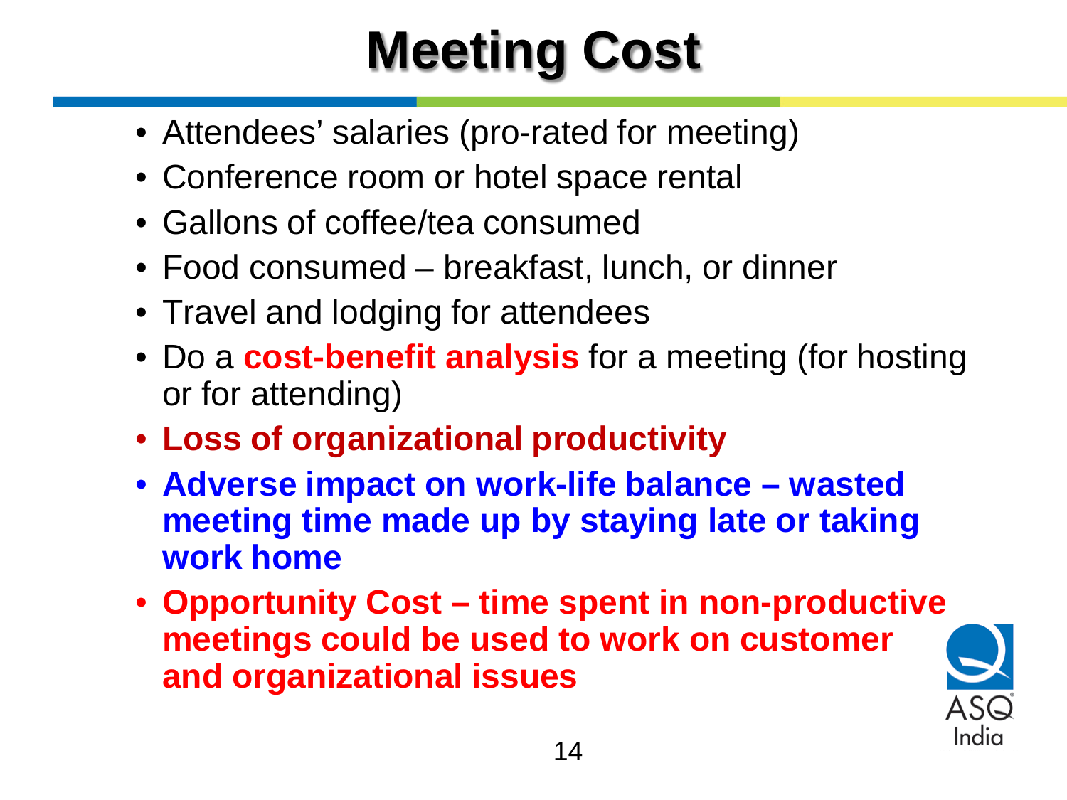# Meeting Cost

- Attendees' salaries (pro-rated for meeting)
- Conference room or hotel space rental
- Gallons of coffee/tea consumed
- Food consumed – breakfast, lunch, or dinner
- Travel and lodging for attendees
- Do a **cost-benefit analysis** for a meeting (for hosting or for attending)
- **Loss of organizational productivity**
- **Adverse impact on work-life balance – wasted meeting time made up by staying late or taking work home**
- **Opportunity Cost – time spent in non-productive meetings could be used to work on customer and organizational issues**

ASQ India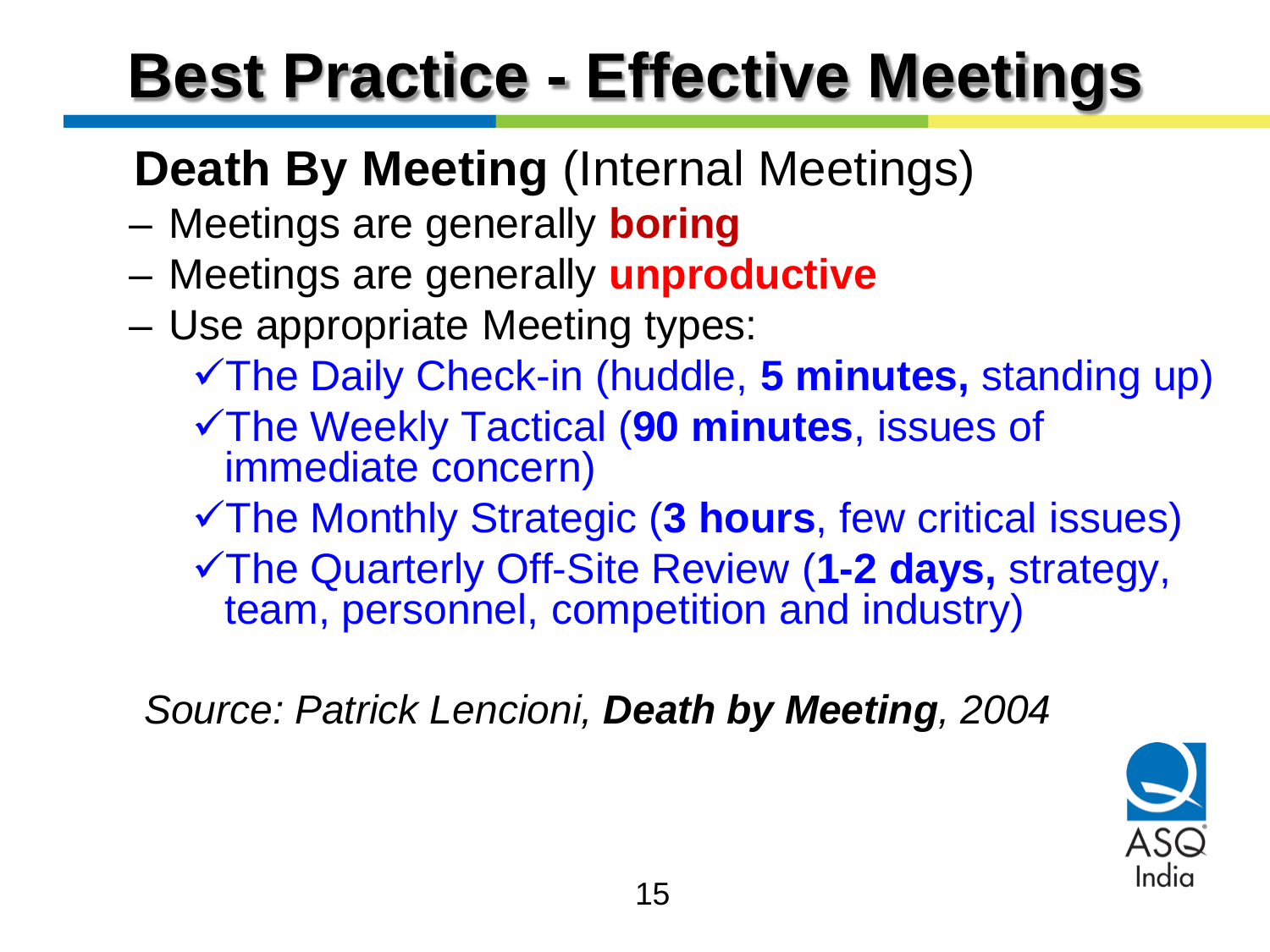# Best Practice - Effective Meetings

**Death By Meeting** (Internal Meetings)

- Meetings are generally **boring**
- Meetings are generally **unproductive**
- Use appropriate Meeting types:
  - ✓The Daily Check-in (huddle, **5 minutes,** standing up)
  - ✓The Weekly Tactical (**90 minutes**, issues of immediate concern)
  - ✓The Monthly Strategic (**3 hours**, few critical issues)
  - ✓The Quarterly Off-Site Review (**1-2 days,** strategy, team, personnel, competition and industry)

*Source: Patrick Lencioni, **Death by Meeting**, 2004*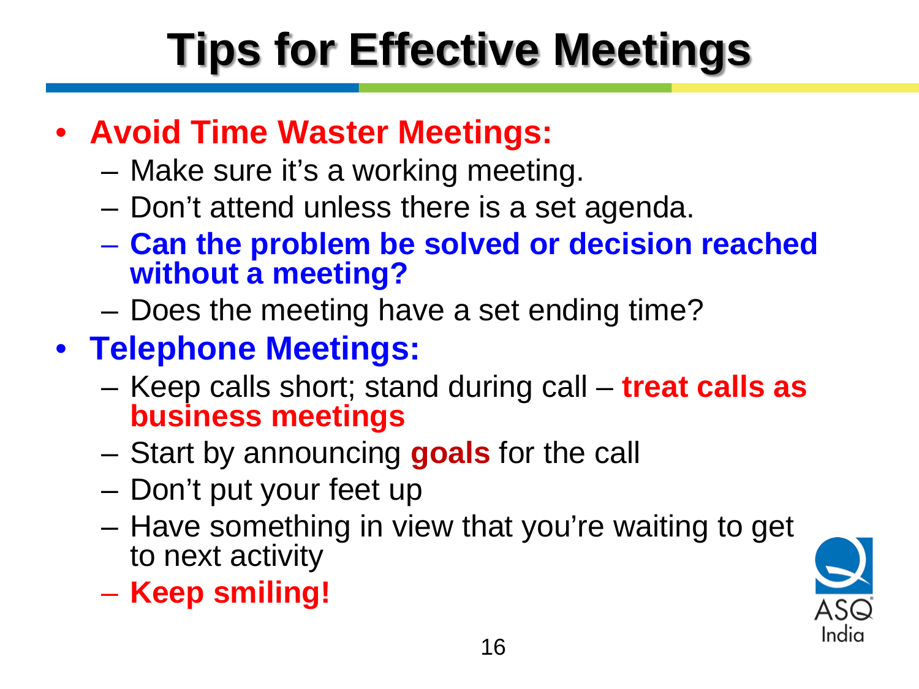# Tips for Effective Meetings

- **Avoid Time Waster Meetings:**
  - Make sure it's a working meeting.
  - Don't attend unless there is a set agenda.
  - **Can the problem be solved or decision reached without a meeting?**
  - Does the meeting have a set ending time?
- **Telephone Meetings:**
  - Keep calls short; stand during call – **treat calls as business meetings**
  - Start by announcing **goals** for the call
  - Don't put your feet up
  - Have something in view that you're waiting to get to next activity
  - **Keep smiling!**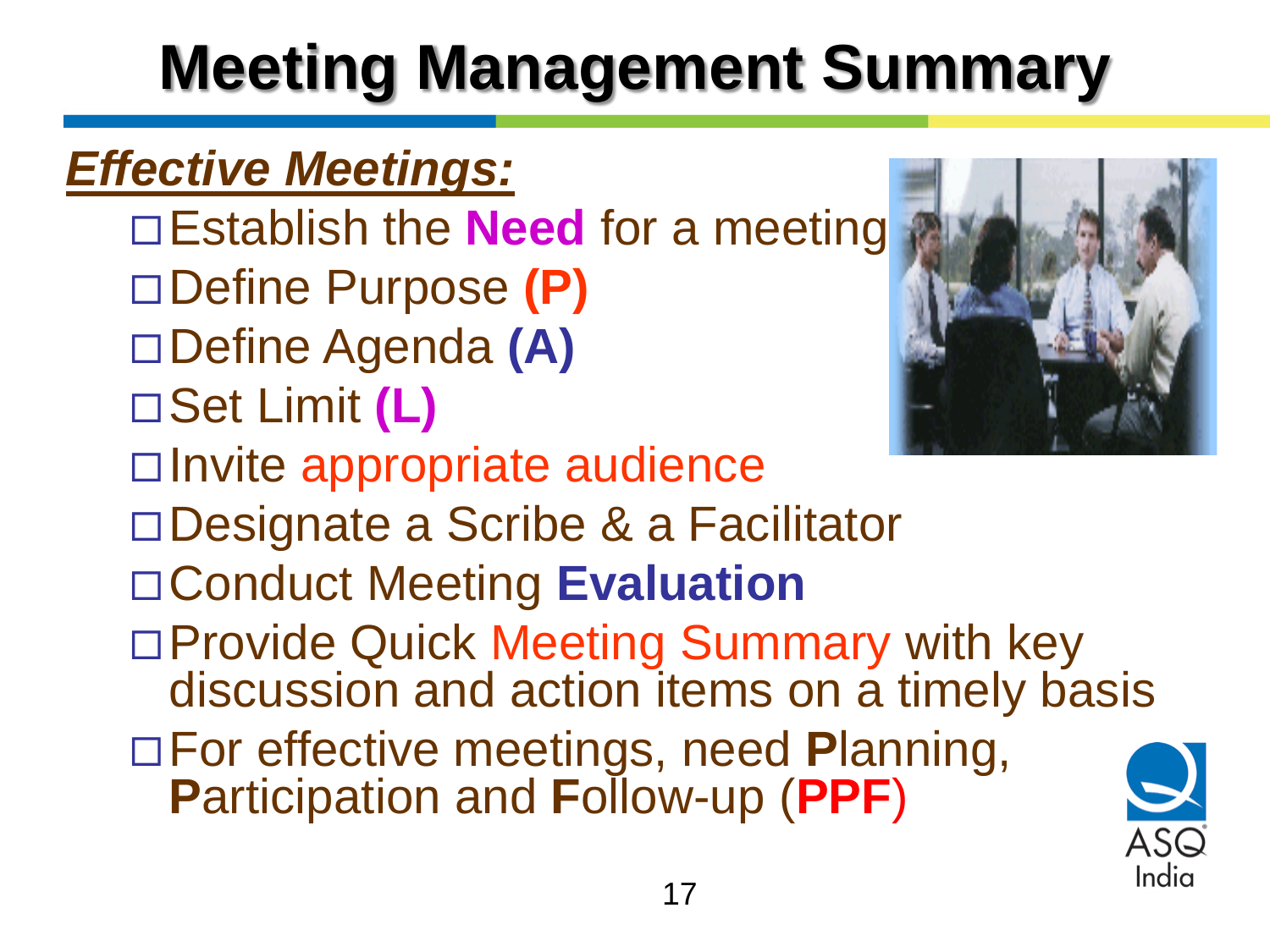# Meeting Management Summary

***Effective Meetings:***

- Establish the **Need** for a meeting
- Define Purpose **(P)**
- Define Agenda **(A)**
- Set Limit **(L)**
- Invite appropriate audience
- Designate a Scribe & a Facilitator
- Conduct Meeting **Evaluation**
- Provide Quick Meeting Summary with key discussion and action items on a timely basis
- For effective meetings, need **P**lanning, **P**articipation and **F**ollow-up (**PPF**)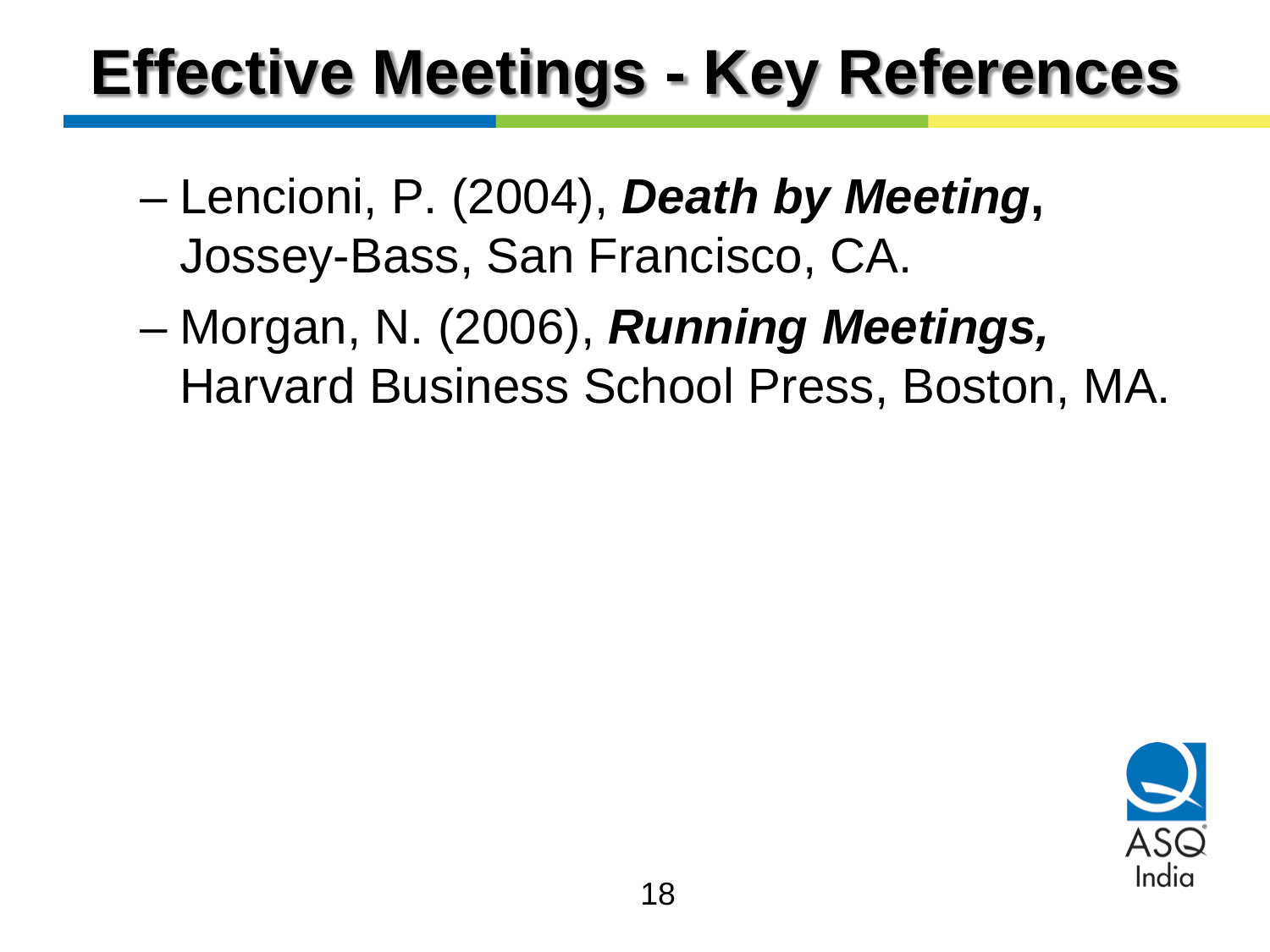# Effective Meetings - Key References

- Lencioni, P. (2004), ***Death by Meeting*****,** Jossey-Bass, San Francisco, CA.
- Morgan, N. (2006), ***Running Meetings,*** Harvard Business School Press, Boston, MA.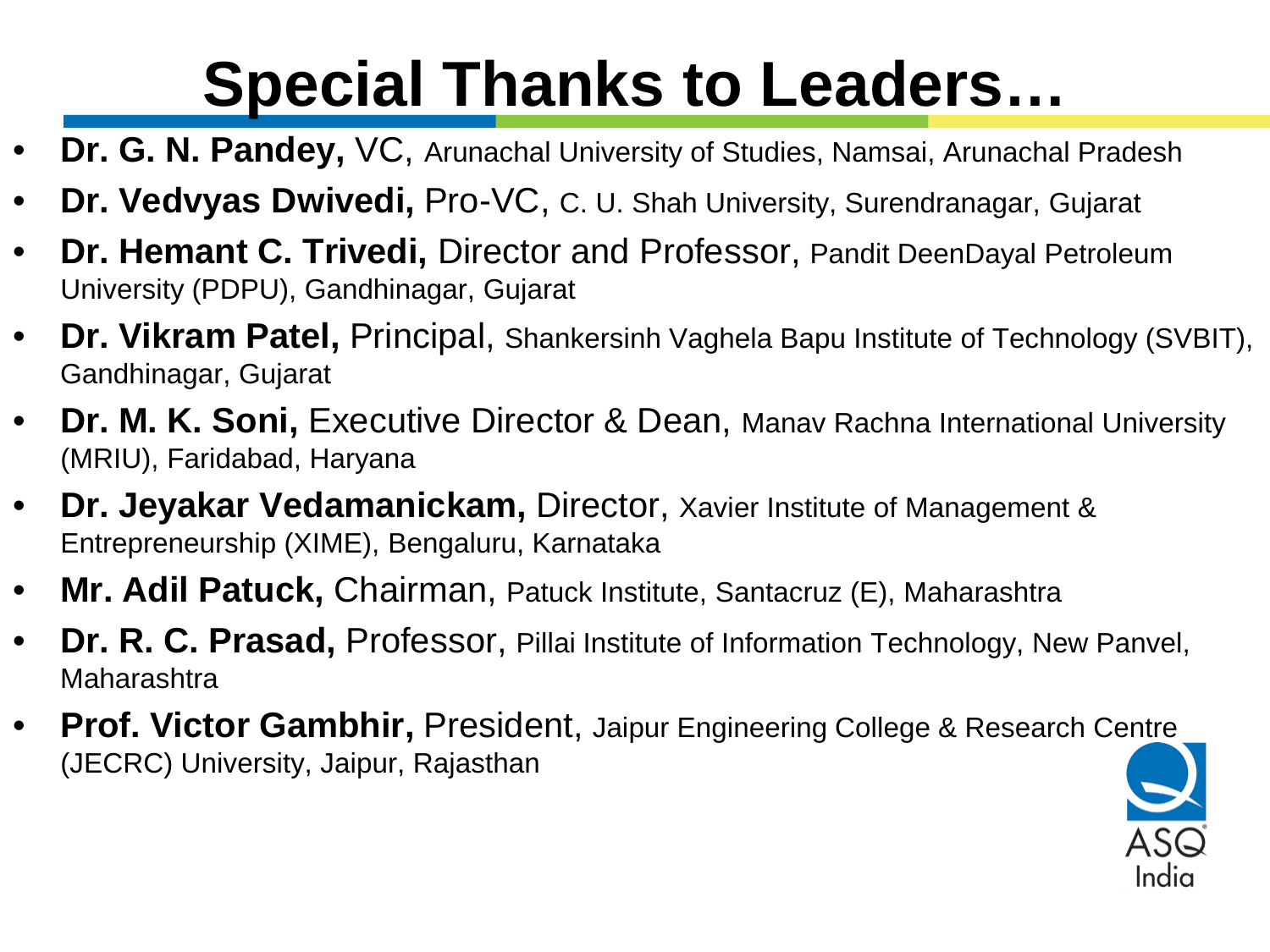# Special Thanks to Leaders…

- **Dr. G. N. Pandey,** VC, Arunachal University of Studies, Namsai, Arunachal Pradesh
- **Dr. Vedvyas Dwivedi,** Pro-VC, C. U. Shah University, Surendranagar, Gujarat
- **Dr. Hemant C. Trivedi,** Director and Professor, Pandit DeenDayal Petroleum University (PDPU), Gandhinagar, Gujarat
- **Dr. Vikram Patel,** Principal, Shankersinh Vaghela Bapu Institute of Technology (SVBIT), Gandhinagar, Gujarat
- **Dr. M. K. Soni,** Executive Director & Dean, Manav Rachna International University (MRIU), Faridabad, Haryana
- **Dr. Jeyakar Vedamanickam,** Director, Xavier Institute of Management & Entrepreneurship (XIME), Bengaluru, Karnataka
- **Mr. Adil Patuck,** Chairman, Patuck Institute, Santacruz (E), Maharashtra
- **Dr. R. C. Prasad,** Professor, Pillai Institute of Information Technology, New Panvel, Maharashtra
- **Prof. Victor Gambhir,** President, Jaipur Engineering College & Research Centre (JECRC) University, Jaipur, Rajasthan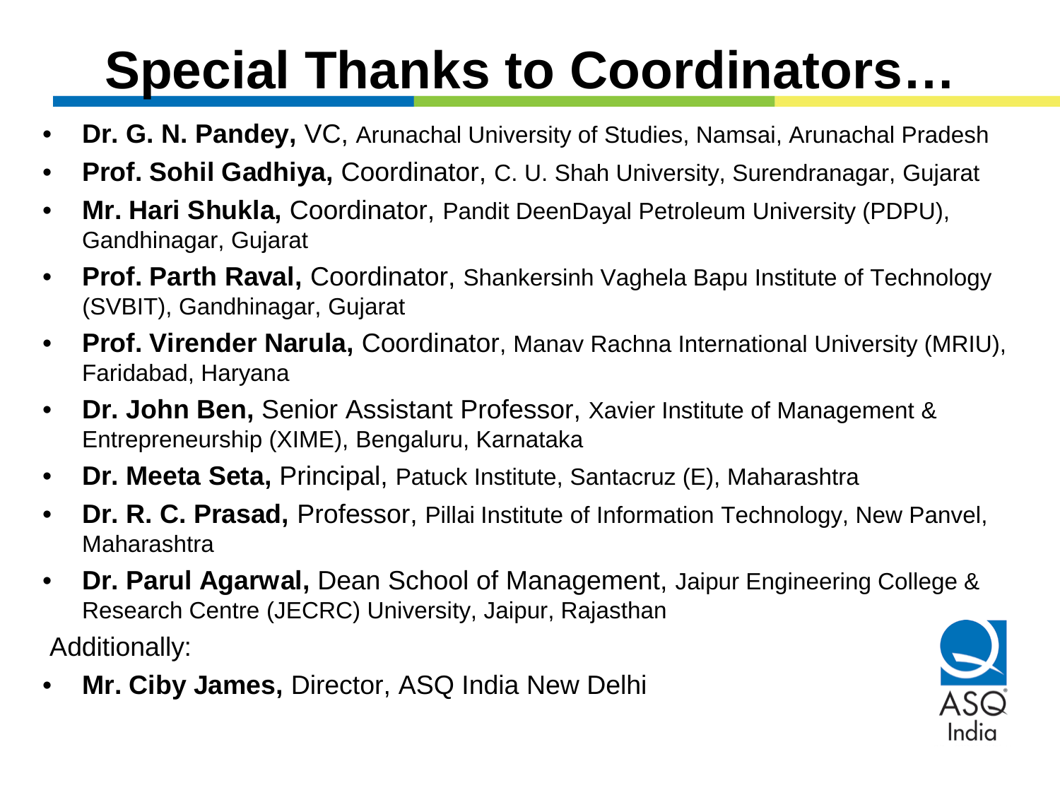# Special Thanks to Coordinators…

- **Dr. G. N. Pandey,** VC, Arunachal University of Studies, Namsai, Arunachal Pradesh
- **Prof. Sohil Gadhiya,** Coordinator, C. U. Shah University, Surendranagar, Gujarat
- **Mr. Hari Shukla,** Coordinator, Pandit DeenDayal Petroleum University (PDPU), Gandhinagar, Gujarat
- **Prof. Parth Raval,** Coordinator, Shankersinh Vaghela Bapu Institute of Technology (SVBIT), Gandhinagar, Gujarat
- **Prof. Virender Narula,** Coordinator, Manav Rachna International University (MRIU), Faridabad, Haryana
- **Dr. John Ben,** Senior Assistant Professor, Xavier Institute of Management & Entrepreneurship (XIME), Bengaluru, Karnataka
- **Dr. Meeta Seta,** Principal, Patuck Institute, Santacruz (E), Maharashtra
- **Dr. R. C. Prasad,** Professor, Pillai Institute of Information Technology, New Panvel, Maharashtra
- **Dr. Parul Agarwal,** Dean School of Management, Jaipur Engineering College & Research Centre (JECRC) University, Jaipur, Rajasthan

Additionally:

- **Mr. Ciby James,** Director, ASQ India New Delhi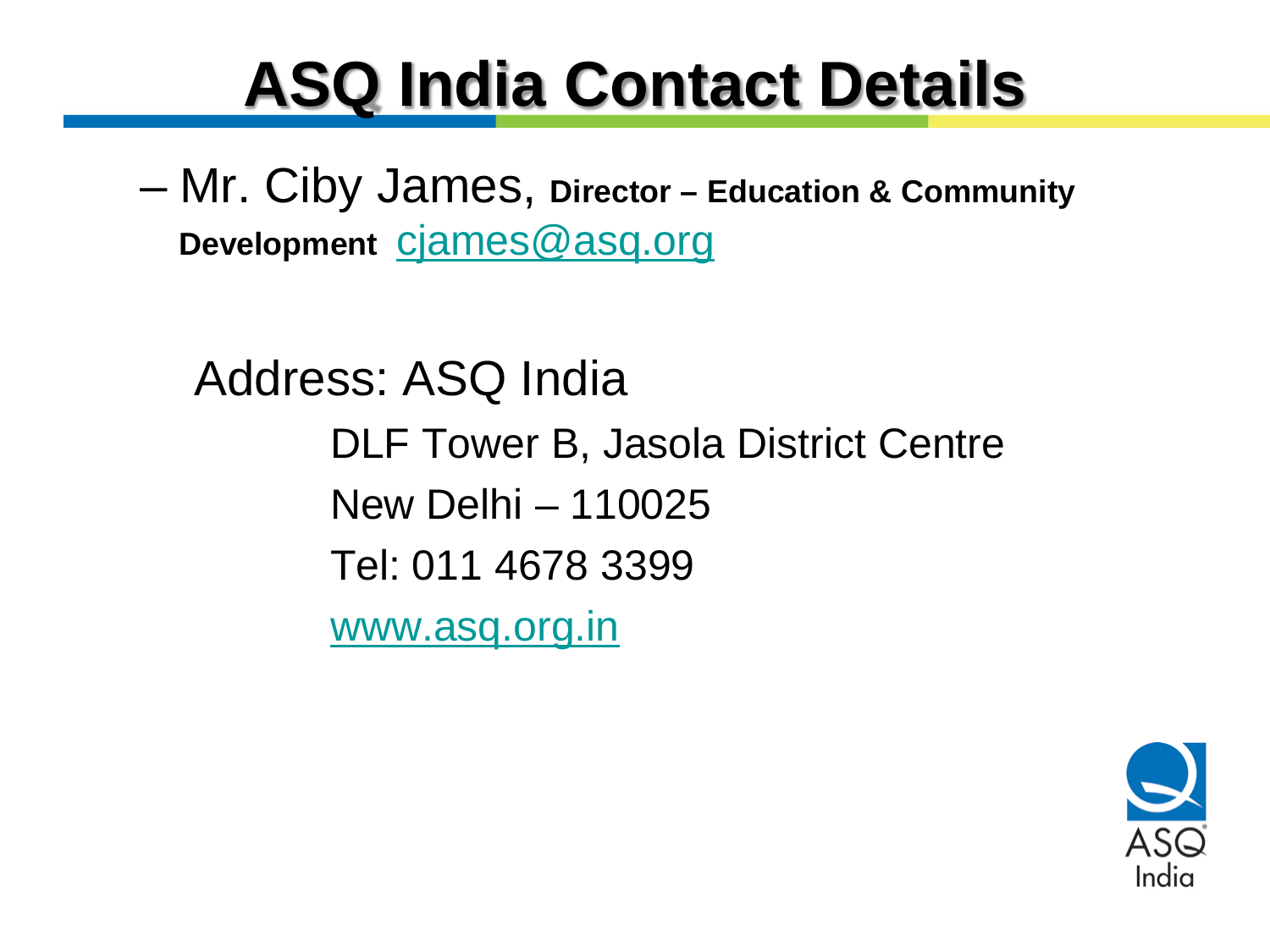# ASQ India Contact Details

– Mr. Ciby James, **Director – Education & Community Development** cjames@asq.org

Address: ASQ India

DLF Tower B, Jasola District Centre

New Delhi – 110025

Tel: 011 4678 3399

www.asq.org.in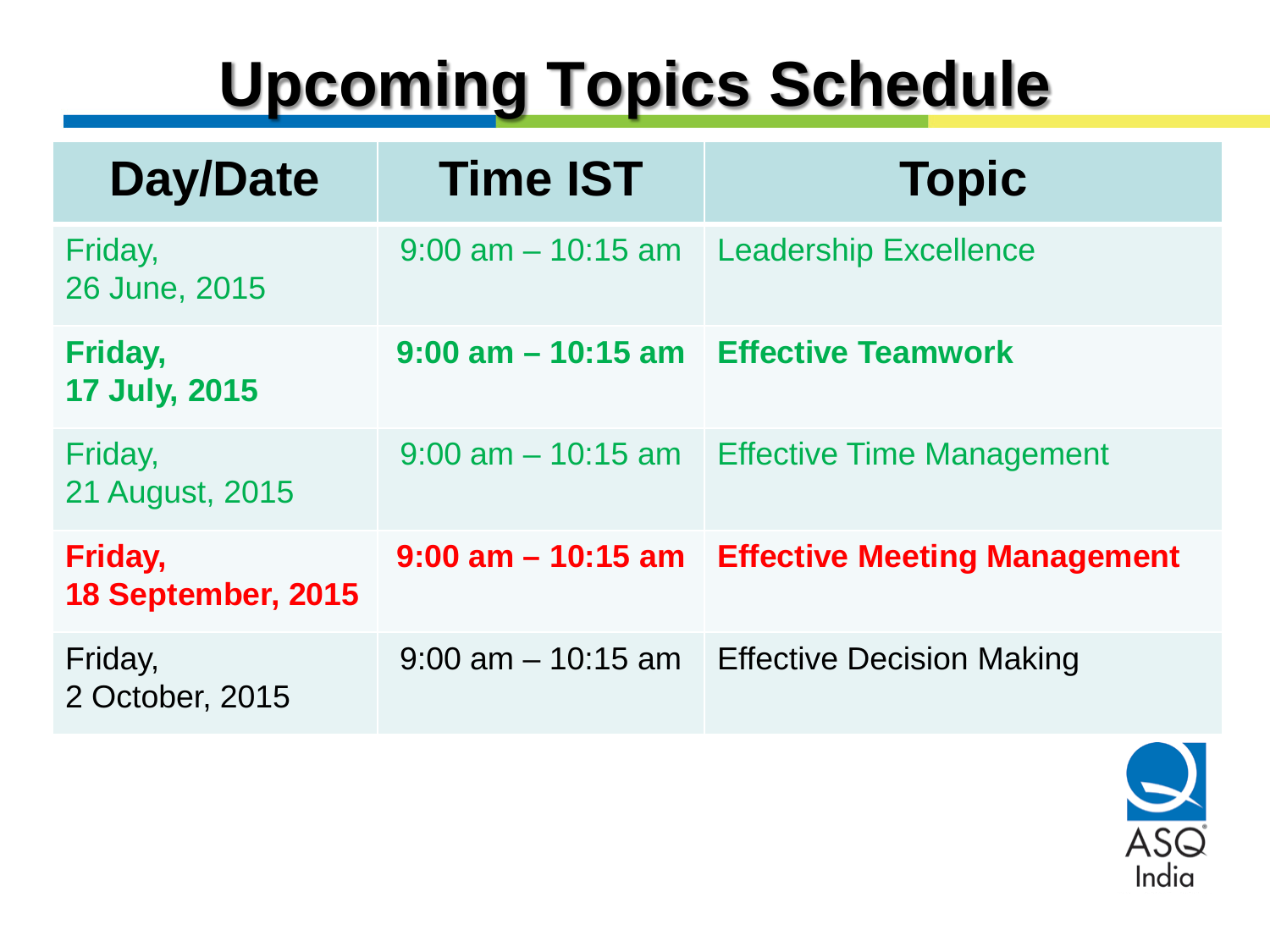# Upcoming Topics Schedule

| Day/Date | Time IST | Topic |
|---|---|---|
| Friday, 26 June, 2015 | 9:00 am – 10:15 am | Leadership Excellence |
| **Friday, 17 July, 2015** | **9:00 am – 10:15 am** | **Effective Teamwork** |
| Friday, 21 August, 2015 | 9:00 am – 10:15 am | Effective Time Management |
| **Friday, 18 September, 2015** | **9:00 am – 10:15 am** | **Effective Meeting Management** |
| Friday, 2 October, 2015 | 9:00 am – 10:15 am | Effective Decision Making |

ASQ India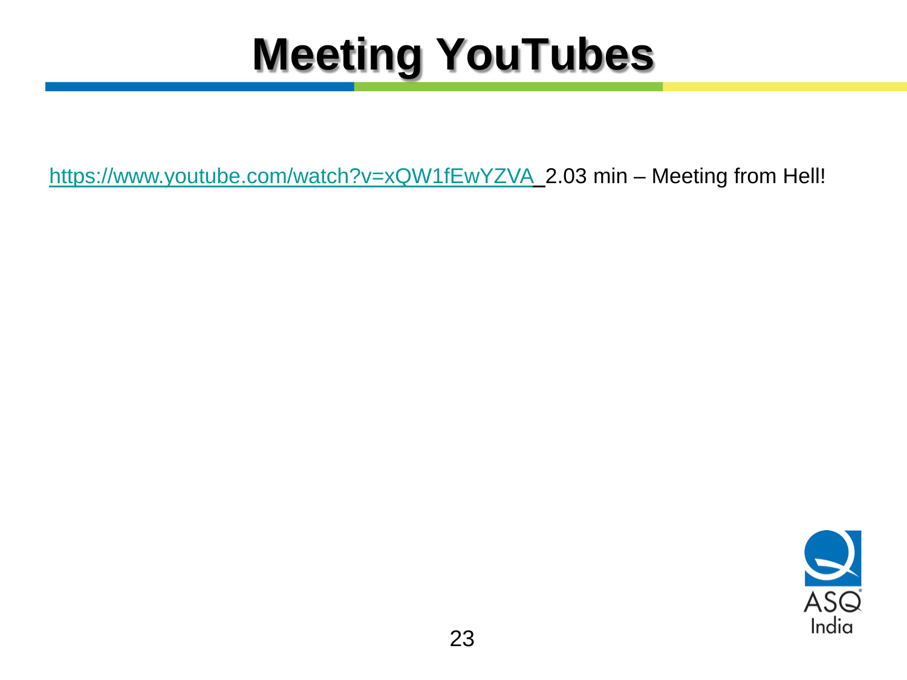# Meeting YouTubes

https://www.youtube.com/watch?v=xQW1fEwYZVA 2.03 min – Meeting from Hell!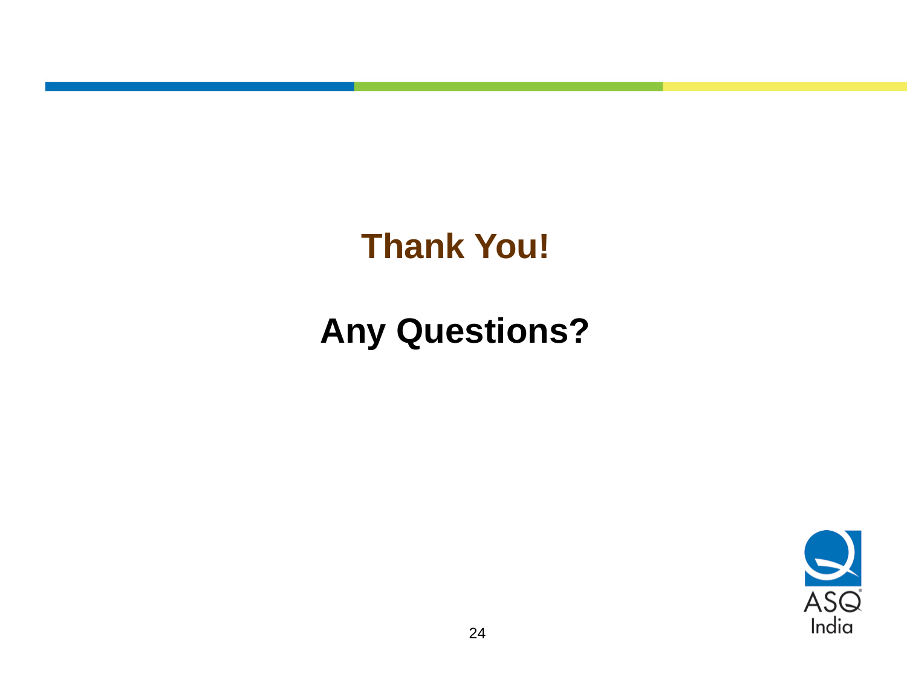# Thank You!

# Any Questions?